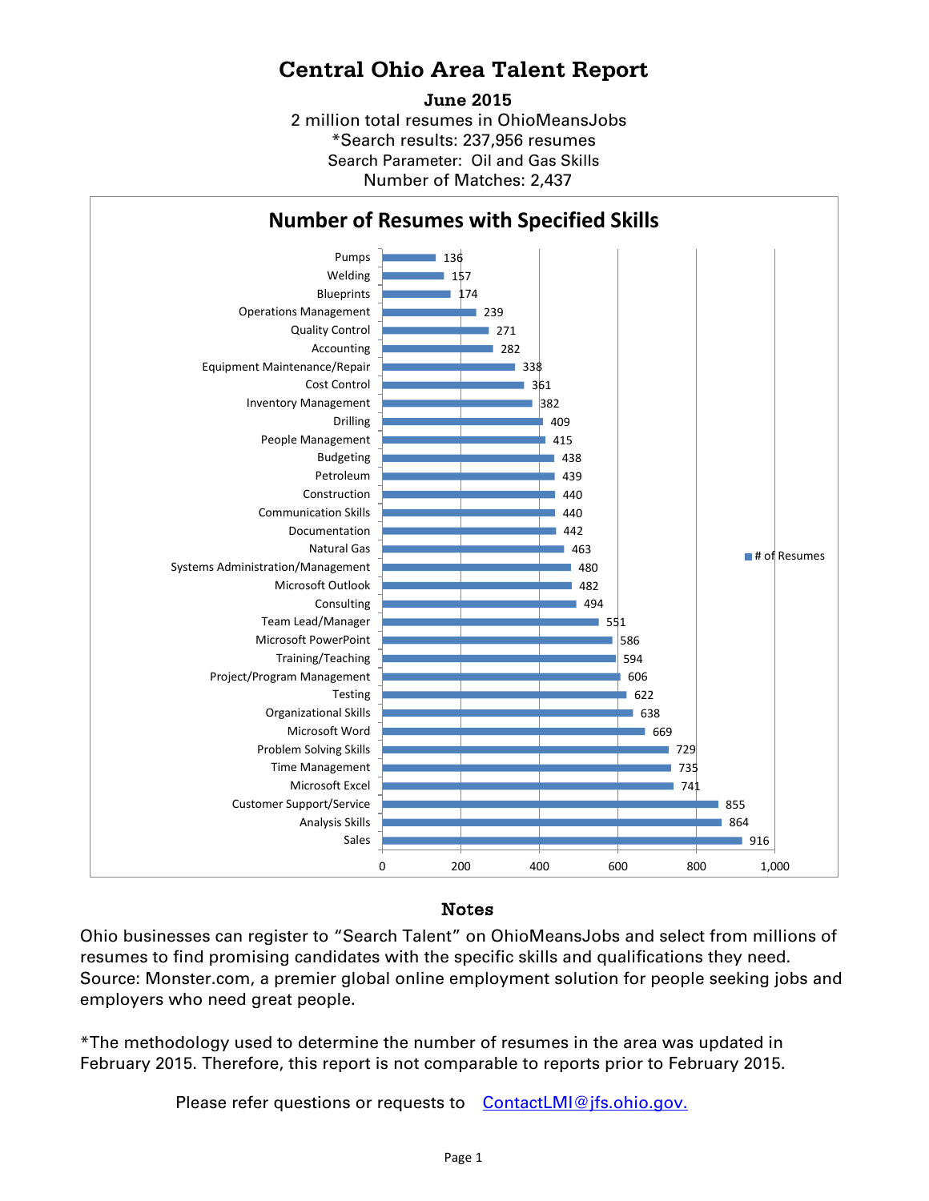# Central Ohio Area Talent Report

**June 2015**

2 million total resumes in OhioMeansJobs

*Search results: 237,956 resumes

Search Parameter: Oil and Gas Skills

Number of Matches: 2,437

## Number of Resumes with Specified Skills

| Skill | # of Resumes |
|---|---|
| Pumps | 136 |
| Welding | 157 |
| Blueprints | 174 |
| Operations Management | 239 |
| Quality Control | 271 |
| Accounting | 282 |
| Equipment Maintenance/Repair | 338 |
| Cost Control | 361 |
| Inventory Management | 382 |
| Drilling | 409 |
| People Management | 415 |
| Budgeting | 438 |
| Petroleum | 439 |
| Construction | 440 |
| Communication Skills | 440 |
| Documentation | 442 |
| Natural Gas | 463 |
| Systems Administration/Management | 480 |
| Microsoft Outlook | 482 |
| Consulting | 494 |
| Team Lead/Manager | 551 |
| Microsoft PowerPoint | 586 |
| Training/Teaching | 594 |
| Project/Program Management | 606 |
| Testing | 622 |
| Organizational Skills | 638 |
| Microsoft Word | 669 |
| Problem Solving Skills | 729 |
| Time Management | 735 |
| Microsoft Excel | 741 |
| Customer Support/Service | 855 |
| Analysis Skills | 864 |
| Sales | 916 |

### Notes

Ohio businesses can register to "Search Talent" on OhioMeansJobs and select from millions of resumes to find promising candidates with the specific skills and qualifications they need. Source: Monster.com, a premier global online employment solution for people seeking jobs and employers who need great people.

*The methodology used to determine the number of resumes in the area was updated in February 2015. Therefore, this report is not comparable to reports prior to February 2015.

Please refer questions or requests to [ContactLMI@jfs.ohio.gov.](mailto:ContactLMI@jfs.ohio.gov)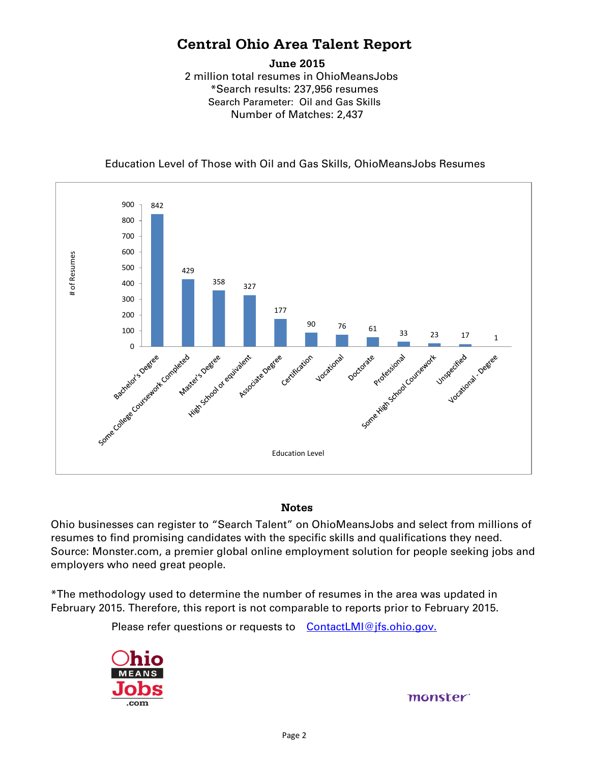# Central Ohio Area Talent Report

**June 2015**

2 million total resumes in OhioMeansJobs
*Search results: 237,956 resumes
Search Parameter: Oil and Gas Skills
Number of Matches: 2,437

Education Level of Those with Oil and Gas Skills, OhioMeansJobs Resumes

# of Resumes

900
800
700
600
500
400
300
200
100
0

842
429
358
327
177
90
76
61
33
23
17
1

Bachelor's Degree
Some College Coursework Completed
Master's Degree
High School or equivalent
Associate Degree
Certification
Vocational
Doctorate
Professional
Some High School Coursework
Unspecified
Vocational - Degree

Education Level

## Notes

Ohio businesses can register to "Search Talent" on OhioMeansJobs and select from millions of resumes to find promising candidates with the specific skills and qualifications they need. Source: Monster.com, a premier global online employment solution for people seeking jobs and employers who need great people.

*The methodology used to determine the number of resumes in the area was updated in February 2015. Therefore, this report is not comparable to reports prior to February 2015.

Please refer questions or requests to ContactLMI@jfs.ohio.gov.

Ohio MEANS Jobs .com

monster